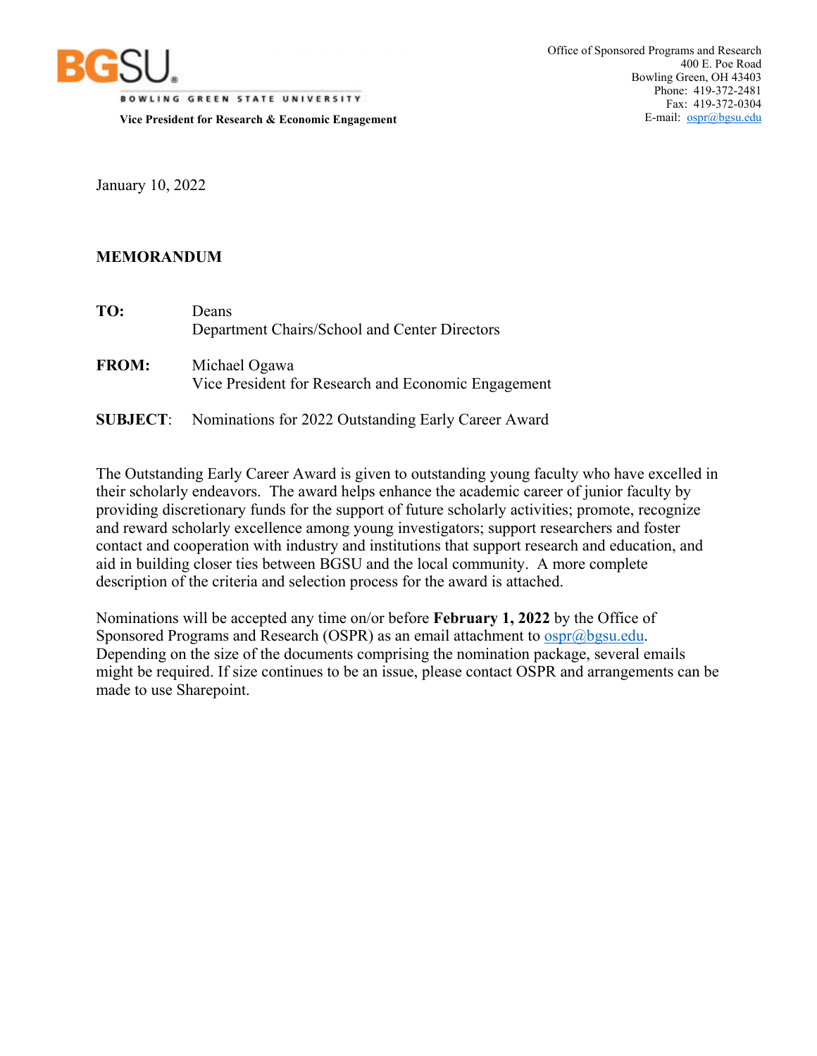**BGSU**

BOWLING GREEN STATE UNIVERSITY

**Vice President for Research & Economic Engagement**

Office of Sponsored Programs and Research
400 E. Poe Road
Bowling Green, OH 43403
Phone: 419-372-2481
Fax: 419-372-0304
E-mail: ospr@bgsu.edu

January 10, 2022

**MEMORANDUM**

**TO:** Deans
Department Chairs/School and Center Directors

**FROM:** Michael Ogawa
Vice President for Research and Economic Engagement

**SUBJECT**: Nominations for 2022 Outstanding Early Career Award

The Outstanding Early Career Award is given to outstanding young faculty who have excelled in their scholarly endeavors. The award helps enhance the academic career of junior faculty by providing discretionary funds for the support of future scholarly activities; promote, recognize and reward scholarly excellence among young investigators; support researchers and foster contact and cooperation with industry and institutions that support research and education, and aid in building closer ties between BGSU and the local community. A more complete description of the criteria and selection process for the award is attached.

Nominations will be accepted any time on/or before **February 1, 2022** by the Office of Sponsored Programs and Research (OSPR) as an email attachment to ospr@bgsu.edu. Depending on the size of the documents comprising the nomination package, several emails might be required. If size continues to be an issue, please contact OSPR and arrangements can be made to use Sharepoint.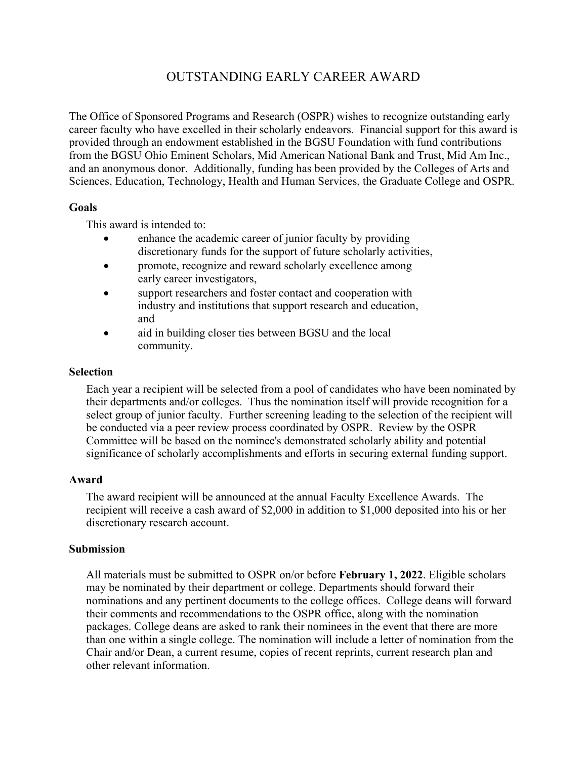# OUTSTANDING EARLY CAREER AWARD

The Office of Sponsored Programs and Research (OSPR) wishes to recognize outstanding early career faculty who have excelled in their scholarly endeavors. Financial support for this award is provided through an endowment established in the BGSU Foundation with fund contributions from the BGSU Ohio Eminent Scholars, Mid American National Bank and Trust, Mid Am Inc., and an anonymous donor. Additionally, funding has been provided by the Colleges of Arts and Sciences, Education, Technology, Health and Human Services, the Graduate College and OSPR.

**Goals**

This award is intended to:

- enhance the academic career of junior faculty by providing discretionary funds for the support of future scholarly activities,
- promote, recognize and reward scholarly excellence among early career investigators,
- support researchers and foster contact and cooperation with industry and institutions that support research and education, and
- aid in building closer ties between BGSU and the local community.

**Selection**

Each year a recipient will be selected from a pool of candidates who have been nominated by their departments and/or colleges. Thus the nomination itself will provide recognition for a select group of junior faculty. Further screening leading to the selection of the recipient will be conducted via a peer review process coordinated by OSPR. Review by the OSPR Committee will be based on the nominee's demonstrated scholarly ability and potential significance of scholarly accomplishments and efforts in securing external funding support.

**Award**

The award recipient will be announced at the annual Faculty Excellence Awards. The recipient will receive a cash award of $2,000 in addition to $1,000 deposited into his or her discretionary research account.

**Submission**

All materials must be submitted to OSPR on/or before **February 1, 2022**. Eligible scholars may be nominated by their department or college. Departments should forward their nominations and any pertinent documents to the college offices. College deans will forward their comments and recommendations to the OSPR office, along with the nomination packages. College deans are asked to rank their nominees in the event that there are more than one within a single college. The nomination will include a letter of nomination from the Chair and/or Dean, a current resume, copies of recent reprints, current research plan and other relevant information.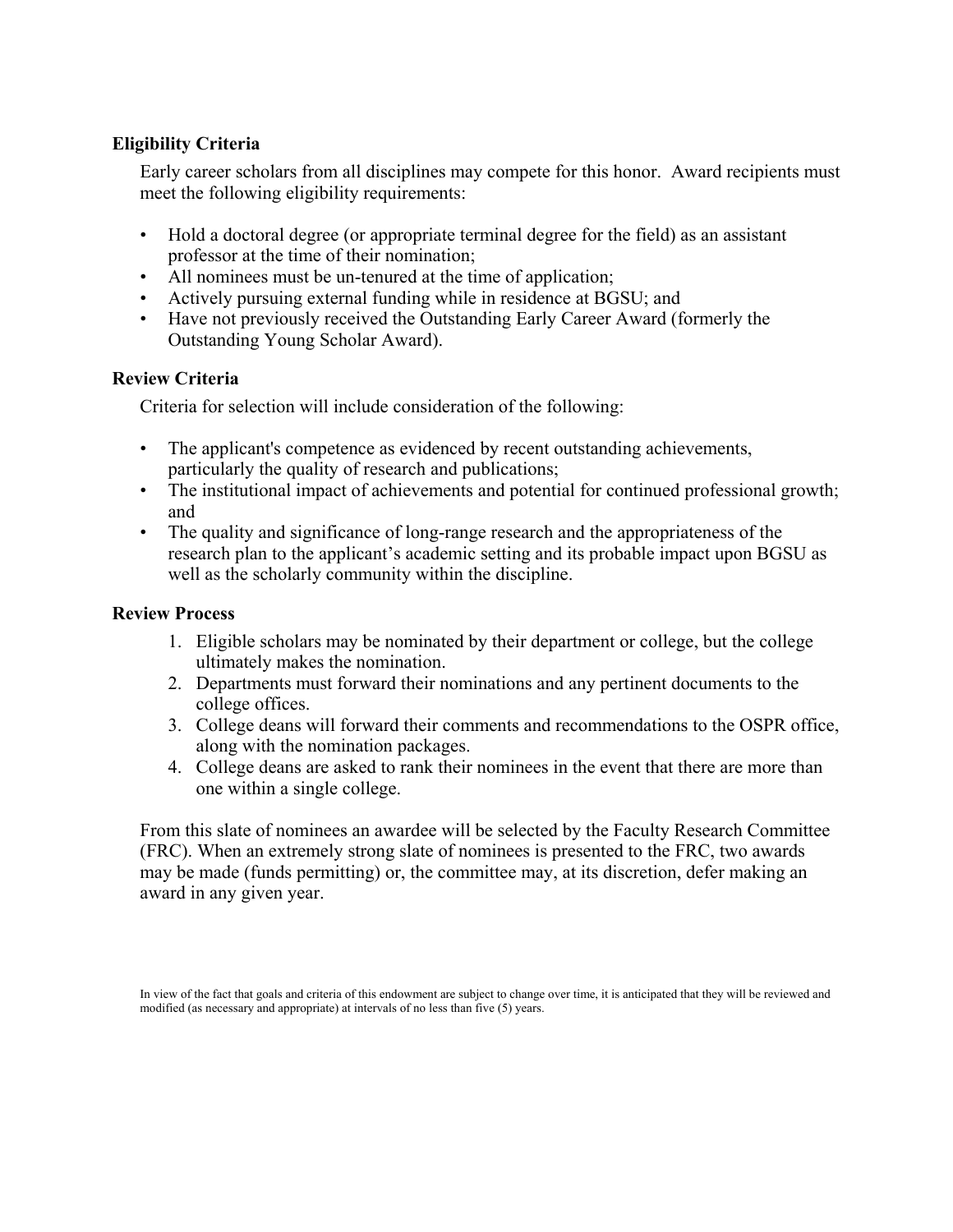## Eligibility Criteria

Early career scholars from all disciplines may compete for this honor. Award recipients must meet the following eligibility requirements:

- Hold a doctoral degree (or appropriate terminal degree for the field) as an assistant professor at the time of their nomination;
- All nominees must be un-tenured at the time of application;
- Actively pursuing external funding while in residence at BGSU; and
- Have not previously received the Outstanding Early Career Award (formerly the Outstanding Young Scholar Award).

## Review Criteria

Criteria for selection will include consideration of the following:

- The applicant's competence as evidenced by recent outstanding achievements, particularly the quality of research and publications;
- The institutional impact of achievements and potential for continued professional growth; and
- The quality and significance of long-range research and the appropriateness of the research plan to the applicant's academic setting and its probable impact upon BGSU as well as the scholarly community within the discipline.

## Review Process

1. Eligible scholars may be nominated by their department or college, but the college ultimately makes the nomination.
2. Departments must forward their nominations and any pertinent documents to the college offices.
3. College deans will forward their comments and recommendations to the OSPR office, along with the nomination packages.
4. College deans are asked to rank their nominees in the event that there are more than one within a single college.

From this slate of nominees an awardee will be selected by the Faculty Research Committee (FRC). When an extremely strong slate of nominees is presented to the FRC, two awards may be made (funds permitting) or, the committee may, at its discretion, defer making an award in any given year.

In view of the fact that goals and criteria of this endowment are subject to change over time, it is anticipated that they will be reviewed and modified (as necessary and appropriate) at intervals of no less than five (5) years.